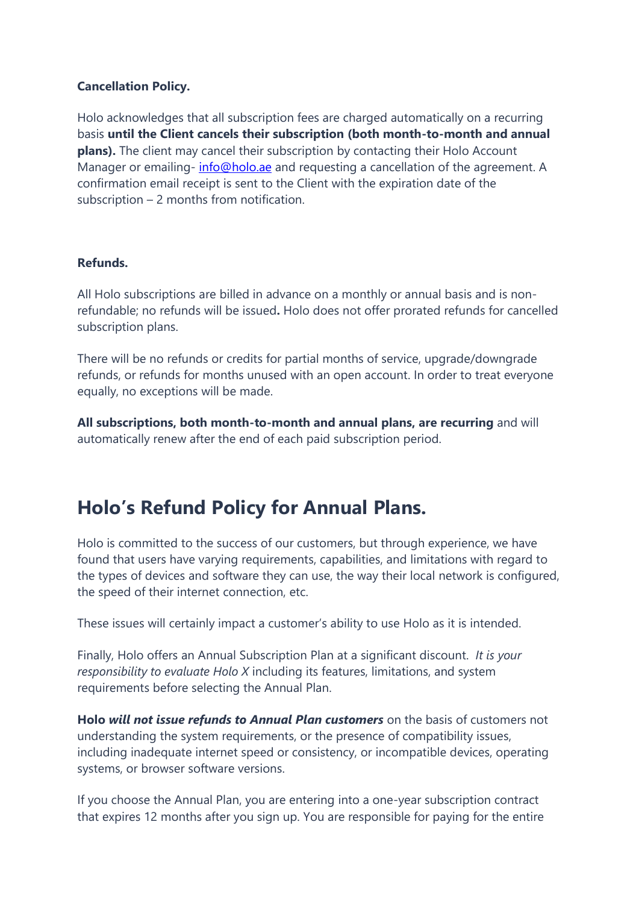**Cancellation Policy.**

Holo acknowledges that all subscription fees are charged automatically on a recurring basis **until the Client cancels their subscription (both month-to-month and annual plans).** The client may cancel their subscription by contacting their Holo Account Manager or emailing- [info@holo.ae](mailto:info@holo.ae) and requesting a cancellation of the agreement. A confirmation email receipt is sent to the Client with the expiration date of the subscription – 2 months from notification.

**Refunds.**

All Holo subscriptions are billed in advance on a monthly or annual basis and is non-refundable; no refunds will be issued**.** Holo does not offer prorated refunds for cancelled subscription plans.

There will be no refunds or credits for partial months of service, upgrade/downgrade refunds, or refunds for months unused with an open account. In order to treat everyone equally, no exceptions will be made.

**All subscriptions, both month-to-month and annual plans, are recurring** and will automatically renew after the end of each paid subscription period.

## Holo's Refund Policy for Annual Plans.

Holo is committed to the success of our customers, but through experience, we have found that users have varying requirements, capabilities, and limitations with regard to the types of devices and software they can use, the way their local network is configured, the speed of their internet connection, etc.

These issues will certainly impact a customer's ability to use Holo as it is intended.

Finally, Holo offers an Annual Subscription Plan at a significant discount. *It is your responsibility to evaluate Holo X* including its features, limitations, and system requirements before selecting the Annual Plan.

**Holo *will not issue refunds to Annual Plan customers*** on the basis of customers not understanding the system requirements, or the presence of compatibility issues, including inadequate internet speed or consistency, or incompatible devices, operating systems, or browser software versions.

If you choose the Annual Plan, you are entering into a one-year subscription contract that expires 12 months after you sign up. You are responsible for paying for the entire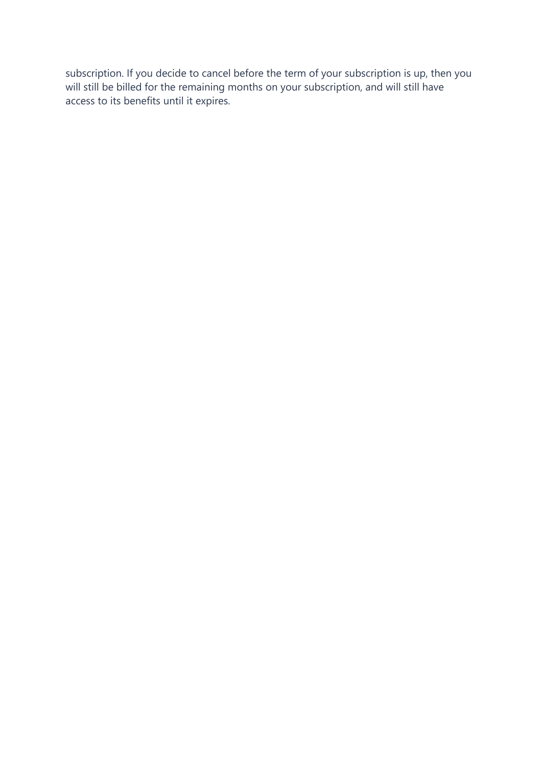subscription. If you decide to cancel before the term of your subscription is up, then you will still be billed for the remaining months on your subscription, and will still have access to its benefits until it expires.